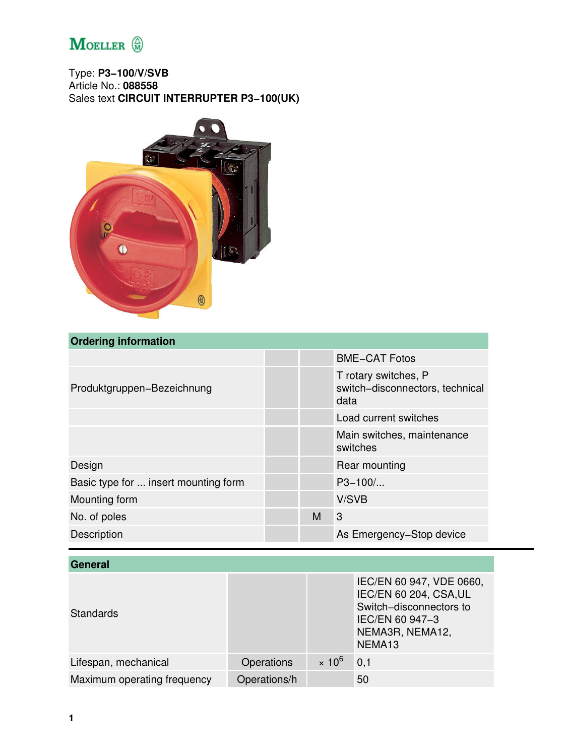**Type: P3-100/V/SVB**
Article No.: **088558**
Sales text **CIRCUIT INTERRUPTER P3-100(UK)**

## Ordering information

| | | | |
|---|---|---|---|
| | | | BME-CAT Fotos |
| Produktgruppen-Bezeichnung | | | T rotary switches, P switch-disconnectors, technical data |
| | | | Load current switches |
| | | | Main switches, maintenance switches |
| Design | | | Rear mounting |
| Basic type for ... insert mounting form | | | P3-100/... |
| Mounting form | | | V/SVB |
| No. of poles | | M | 3 |
| Description | | | As Emergency-Stop device |

## General

| | | | |
|---|---|---|---|
| Standards | | | IEC/EN 60 947, VDE 0660, IEC/EN 60 204, CSA,UL Switch-disconnectors to IEC/EN 60 947-3 NEMA3R, NEMA12, NEMA13 |
| Lifespan, mechanical | Operations | $\times 10^6$ | 0,1 |
| Maximum operating frequency | Operations/h | | 50 |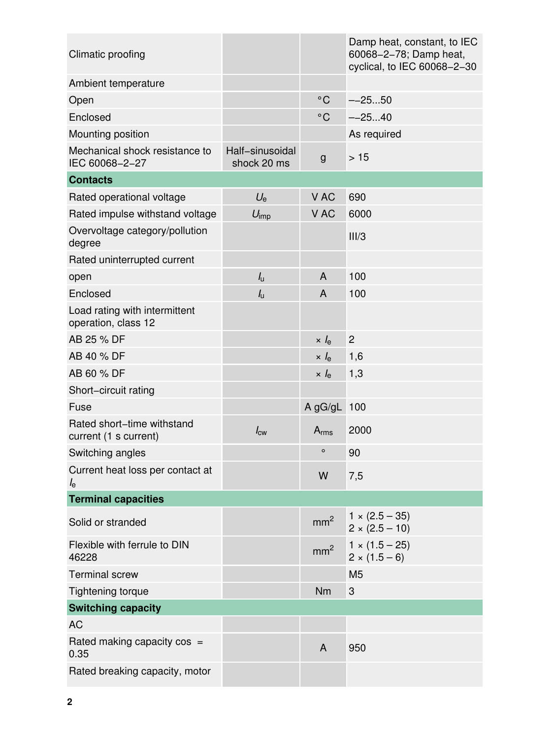| | | | |
|---|---|---|---|
| Climatic proofing | | | Damp heat, constant, to IEC 60068−2−78; Damp heat, cyclical, to IEC 60068−2−30 |
| Ambient temperature | | | |
| Open | | °C | −‑25...50 |
| Enclosed | | °C | −‑25...40 |
| Mounting position | | | As required |
| Mechanical shock resistance to IEC 60068−2−27 | Half−sinusoidal shock 20 ms | g | > 15 |
| **Contacts** | | | |
| Rated operational voltage | $U_e$ | V AC | 690 |
| Rated impulse withstand voltage | $U_{imp}$ | V AC | 6000 |
| Overvoltage category/pollution degree | | | III/3 |
| Rated uninterrupted current | | | |
| open | $I_u$ | A | 100 |
| Enclosed | $I_u$ | A | 100 |
| Load rating with intermittent operation, class 12 | | | |
| AB 25 % DF | | × $I_e$ | 2 |
| AB 40 % DF | | × $I_e$ | 1,6 |
| AB 60 % DF | | × $I_e$ | 1,3 |
| Short−circuit rating | | | |
| Fuse | | A gG/gL | 100 |
| Rated short−time withstand current (1 s current) | $I_{cw}$ | $A_{rms}$ | 2000 |
| Switching angles | | ° | 90 |
| Current heat loss per contact at $I_e$ | | W | 7,5 |
| **Terminal capacities** | | | |
| Solid or stranded | | $mm^2$ | 1 × (2.5 – 35)<br>2 × (2.5 – 10) |
| Flexible with ferrule to DIN 46228 | | $mm^2$ | 1 × (1.5 – 25)<br>2 × (1.5 – 6) |
| Terminal screw | | | M5 |
| Tightening torque | | Nm | 3 |
| **Switching capacity** | | | |
| AC | | | |
| Rated making capacity cos = 0.35 | | A | 950 |
| Rated breaking capacity, motor | | | |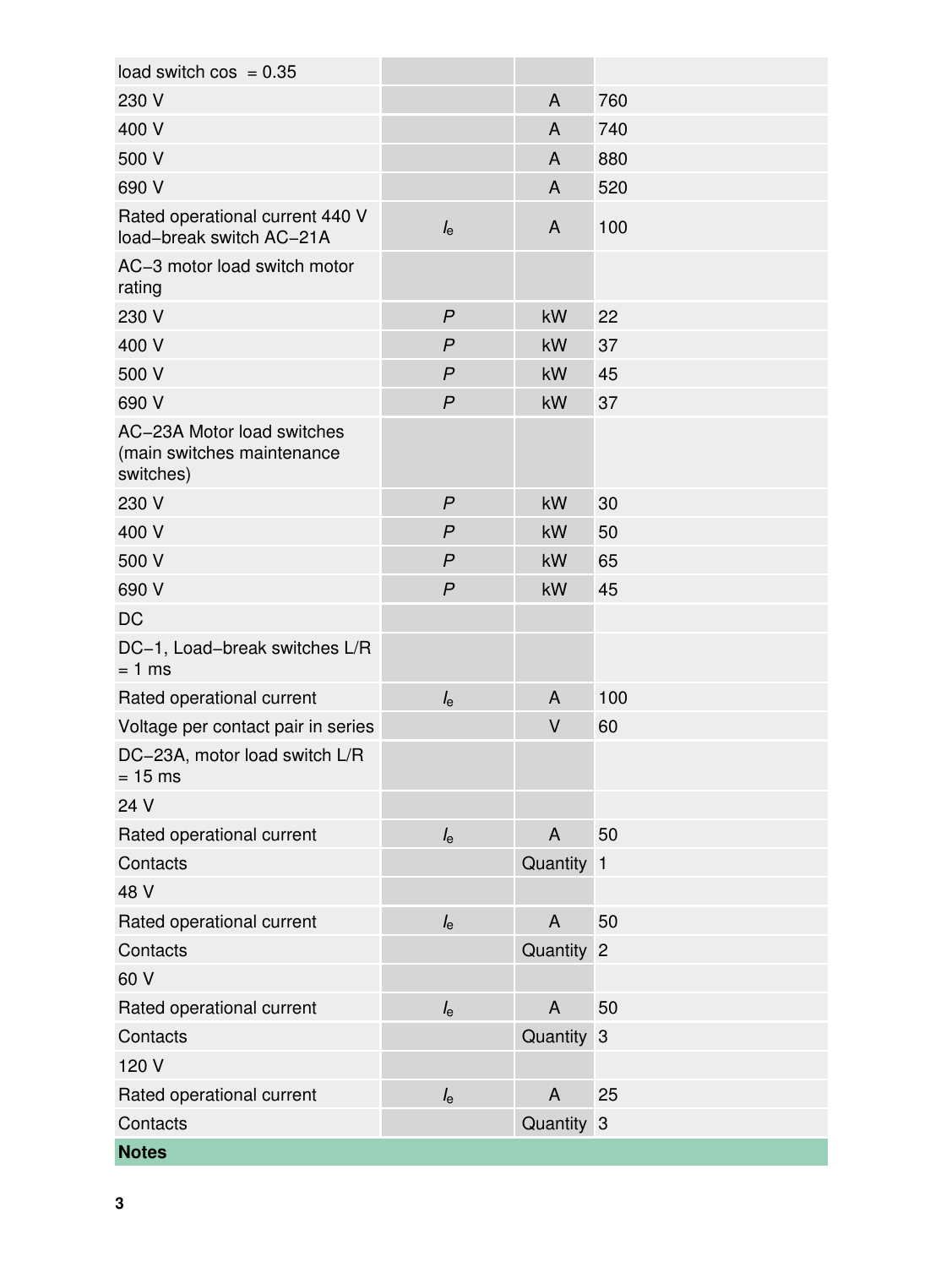| | | | |
|---|---|---|---|
| load switch cos = 0.35 | | | |
| 230 V | | A | 760 |
| 400 V | | A | 740 |
| 500 V | | A | 880 |
| 690 V | | A | 520 |
| Rated operational current 440 V load−break switch AC−21A | $I_e$ | A | 100 |
| AC−3 motor load switch motor rating | | | |
| 230 V | $P$ | kW | 22 |
| 400 V | $P$ | kW | 37 |
| 500 V | $P$ | kW | 45 |
| 690 V | $P$ | kW | 37 |
| AC−23A Motor load switches (main switches maintenance switches) | | | |
| 230 V | $P$ | kW | 30 |
| 400 V | $P$ | kW | 50 |
| 500 V | $P$ | kW | 65 |
| 690 V | $P$ | kW | 45 |
| DC | | | |
| DC−1, Load−break switches L/R = 1 ms | | | |
| Rated operational current | $I_e$ | A | 100 |
| Voltage per contact pair in series | | V | 60 |
| DC−23A, motor load switch L/R = 15 ms | | | |
| 24 V | | | |
| Rated operational current | $I_e$ | A | 50 |
| Contacts | | Quantity | 1 |
| 48 V | | | |
| Rated operational current | $I_e$ | A | 50 |
| Contacts | | Quantity | 2 |
| 60 V | | | |
| Rated operational current | $I_e$ | A | 50 |
| Contacts | | Quantity | 3 |
| 120 V | | | |
| Rated operational current | $I_e$ | A | 25 |
| Contacts | | Quantity | 3 |

**Notes**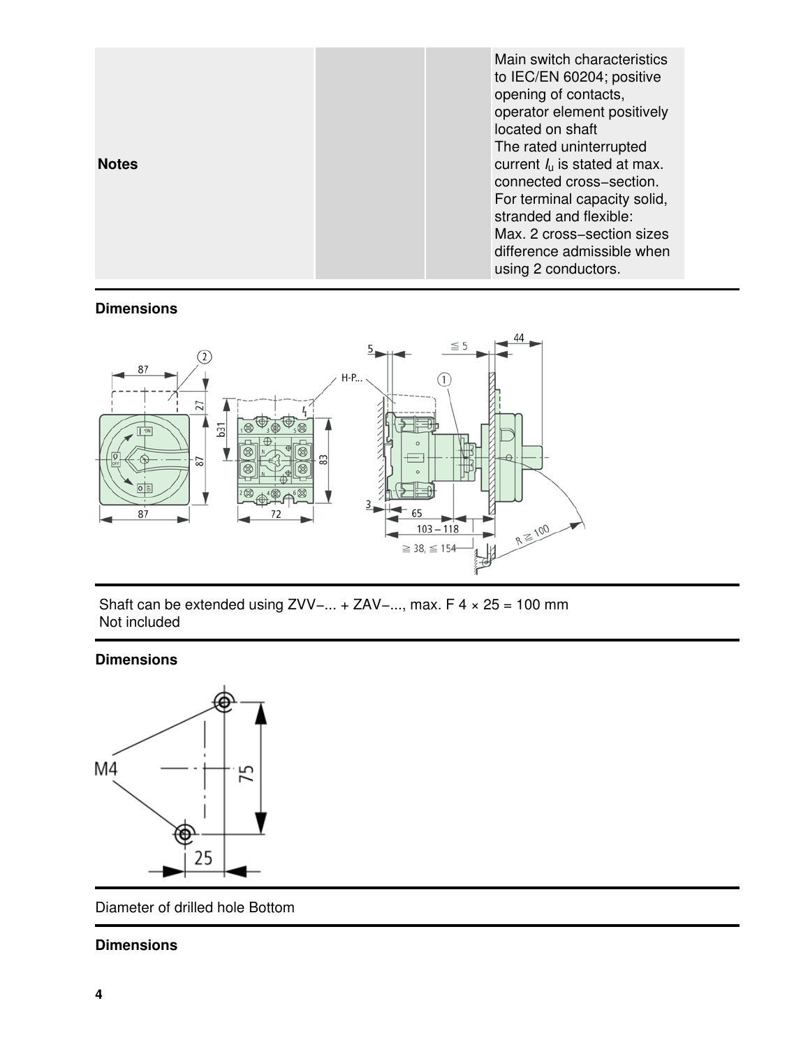| Notes | | | Main switch characteristics to IEC/EN 60204; positive opening of contacts, operator element positively located on shaft<br>The rated uninterrupted current $I_u$ is stated at max. connected cross−section.<br>For terminal capacity solid, stranded and flexible:<br>Max. 2 cross−section sizes difference admissible when using 2 conductors. |
|---|---|---|---|

**Dimensions**

Shaft can be extended using ZVV−... + ZAV−..., max. F 4 × 25 = 100 mm
Not included

**Dimensions**

Diameter of drilled hole Bottom

**Dimensions**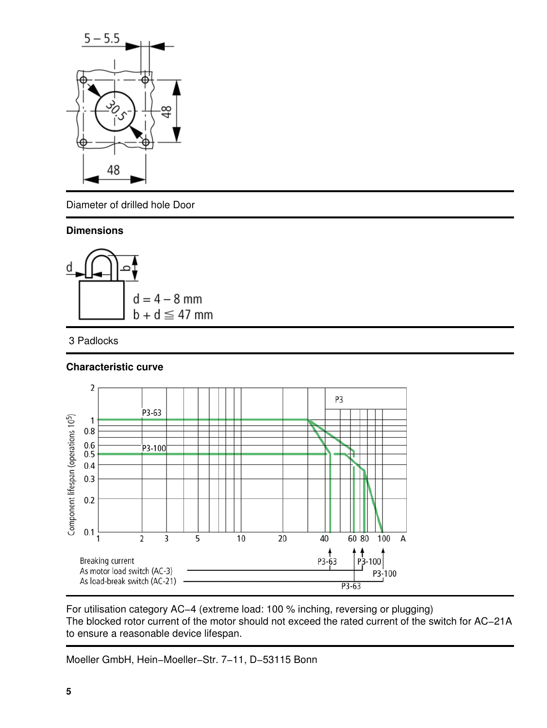Diameter of drilled hole Door

**Dimensions**

$d = 4 - 8$ mm

$b + d \leqq 47$ mm

3 Padlocks

**Characteristic curve**

For utilisation category AC−4 (extreme load: 100 % inching, reversing or plugging)
The blocked rotor current of the motor should not exceed the rated current of the switch for AC−21A to ensure a reasonable device lifespan.

Moeller GmbH, Hein−Moeller−Str. 7−11, D−53115 Bonn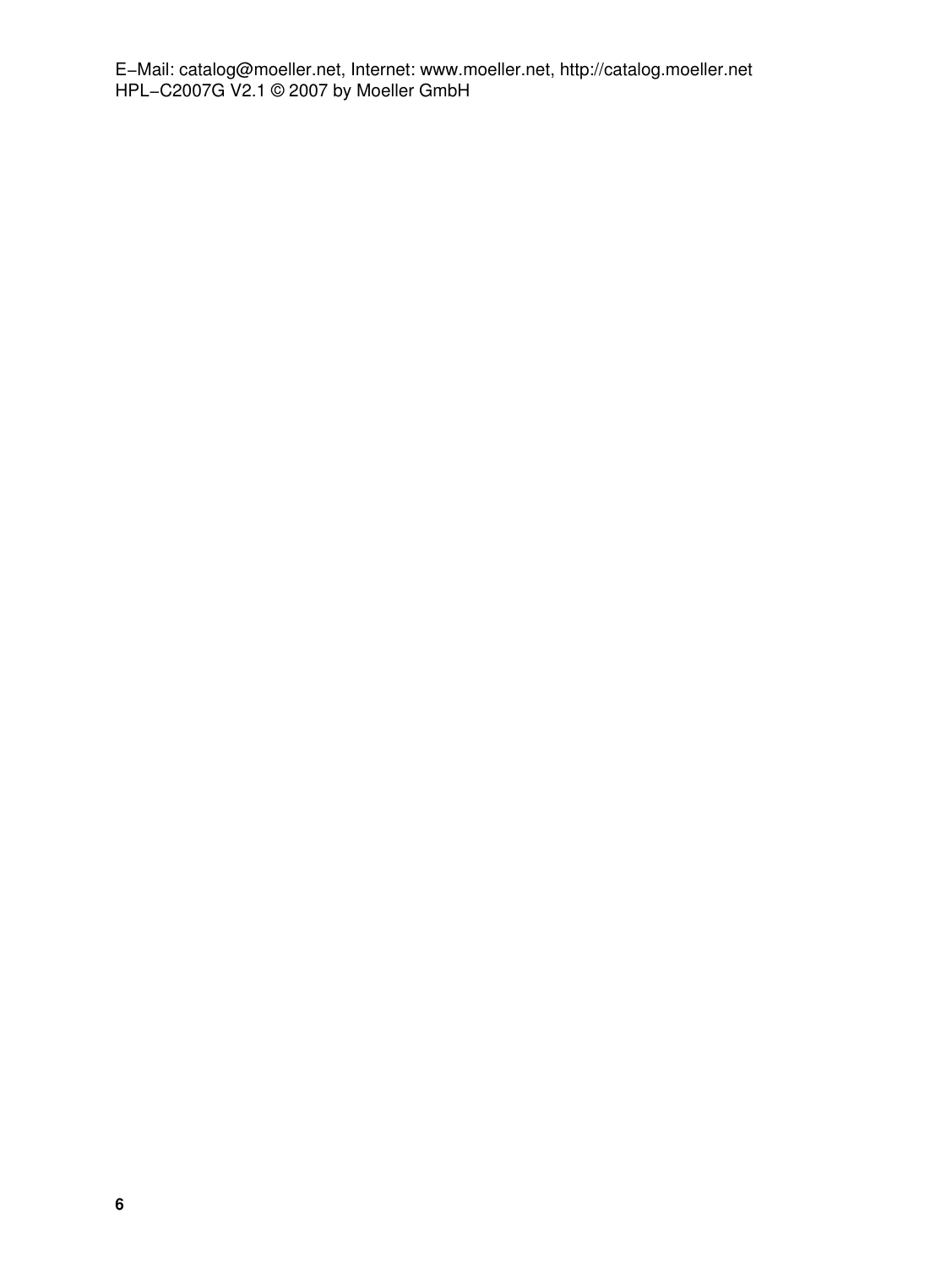E−Mail: catalog@moeller.net, Internet: www.moeller.net, http://catalog.moeller.net
HPL−C2007G V2.1 © 2007 by Moeller GmbH